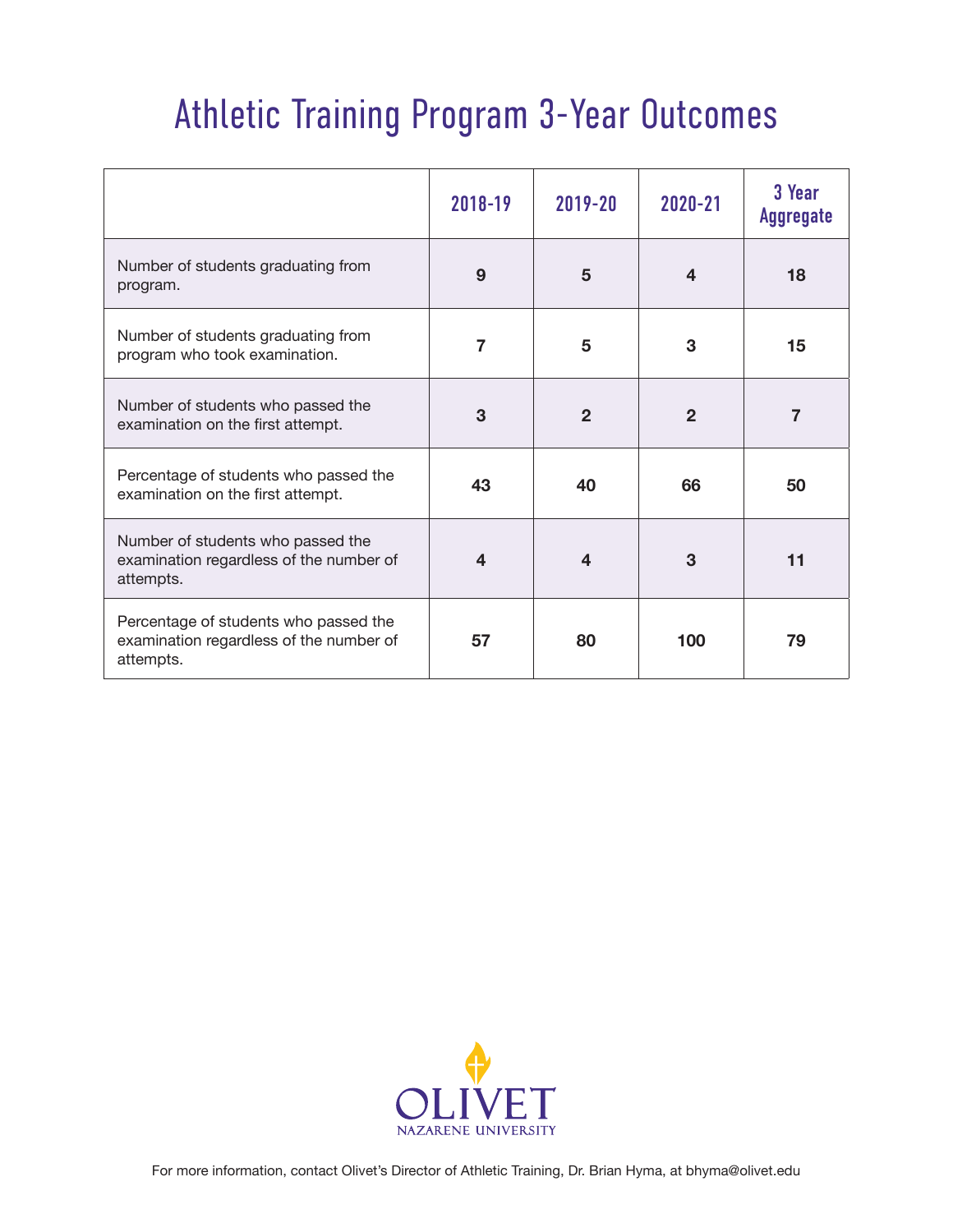# Athletic Training Program 3-Year Outcomes

| | 2018-19 | 2019-20 | 2020-21 | 3 Year Aggregate |
|---|---|---|---|---|
| Number of students graduating from program. | **9** | **5** | **4** | **18** |
| Number of students graduating from program who took examination. | **7** | **5** | **3** | **15** |
| Number of students who passed the examination on the first attempt. | **3** | **2** | **2** | **7** |
| Percentage of students who passed the examination on the first attempt. | **43** | **40** | **66** | **50** |
| Number of students who passed the examination regardless of the number of attempts. | **4** | **4** | **3** | **11** |
| Percentage of students who passed the examination regardless of the number of attempts. | **57** | **80** | **100** | **79** |

OLIVET
NAZARENE UNIVERSITY

For more information, contact Olivet's Director of Athletic Training, Dr. Brian Hyma, at bhyma@olivet.edu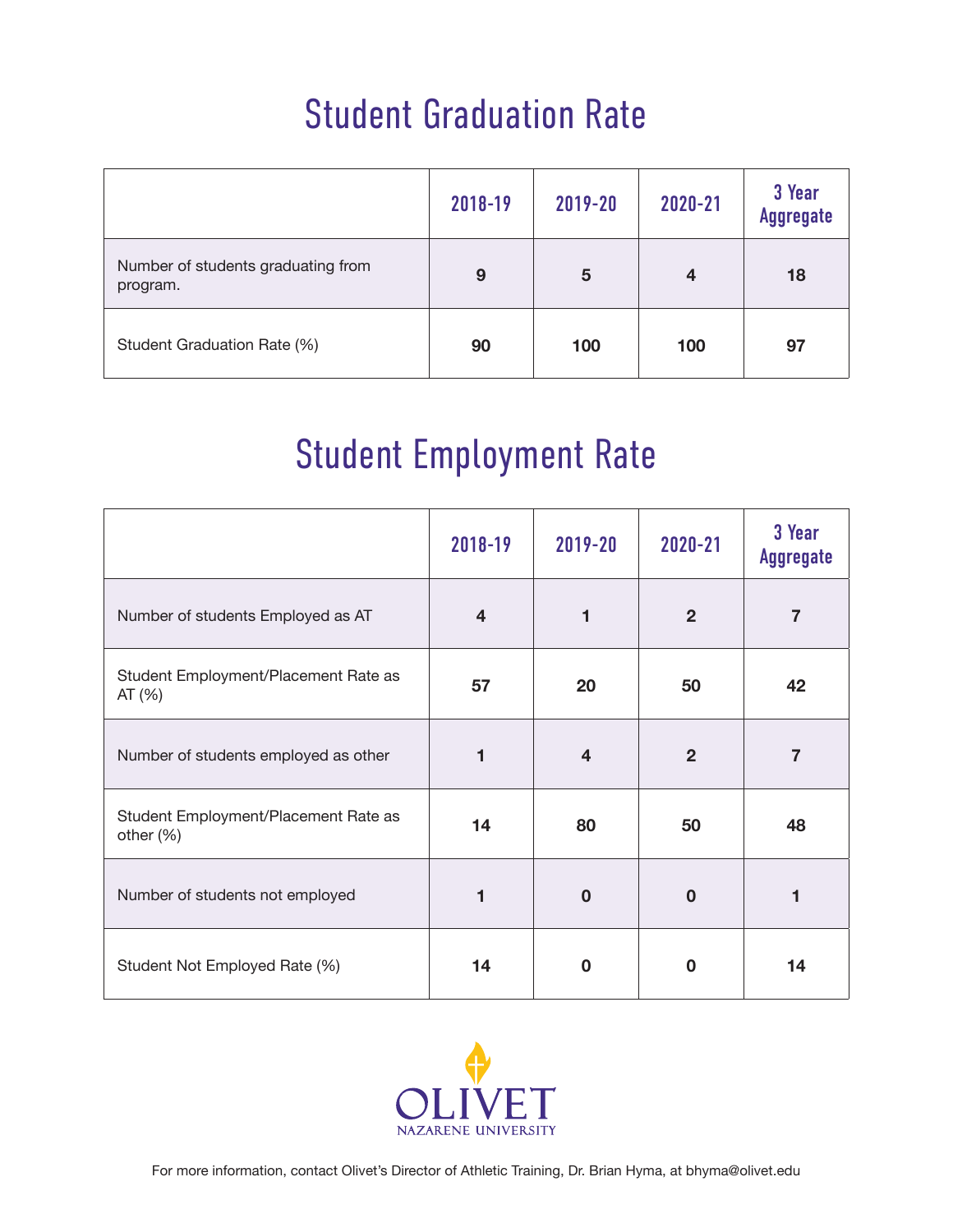# Student Graduation Rate

| | 2018-19 | 2019-20 | 2020-21 | 3 Year Aggregate |
|---|---|---|---|---|
| Number of students graduating from program. | 9 | 5 | 4 | 18 |
| Student Graduation Rate (%) | 90 | 100 | 100 | 97 |

# Student Employment Rate

| | 2018-19 | 2019-20 | 2020-21 | 3 Year Aggregate |
|---|---|---|---|---|
| Number of students Employed as AT | 4 | 1 | 2 | 7 |
| Student Employment/Placement Rate as AT (%) | 57 | 20 | 50 | 42 |
| Number of students employed as other | 1 | 4 | 2 | 7 |
| Student Employment/Placement Rate as other (%) | 14 | 80 | 50 | 48 |
| Number of students not employed | 1 | 0 | 0 | 1 |
| Student Not Employed Rate (%) | 14 | 0 | 0 | 14 |

OLIVET NAZARENE UNIVERSITY

For more information, contact Olivet's Director of Athletic Training, Dr. Brian Hyma, at bhyma@olivet.edu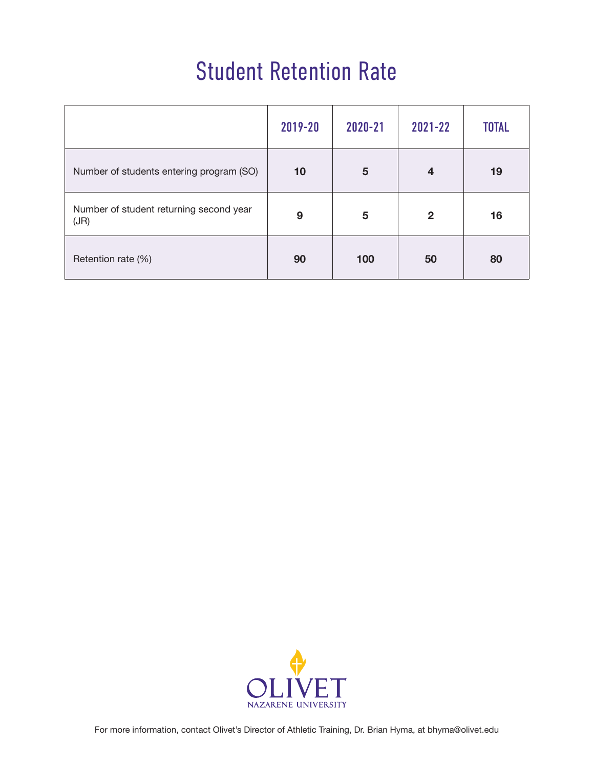# Student Retention Rate

| | 2019-20 | 2020-21 | 2021-22 | TOTAL |
|---|---|---|---|---|
| Number of students entering program (SO) | **10** | **5** | **4** | **19** |
| Number of student returning second year (JR) | **9** | **5** | **2** | **16** |
| Retention rate (%) | **90** | **100** | **50** | **80** |

OLIVET
NAZARENE UNIVERSITY

For more information, contact Olivet's Director of Athletic Training, Dr. Brian Hyma, at bhyma@olivet.edu